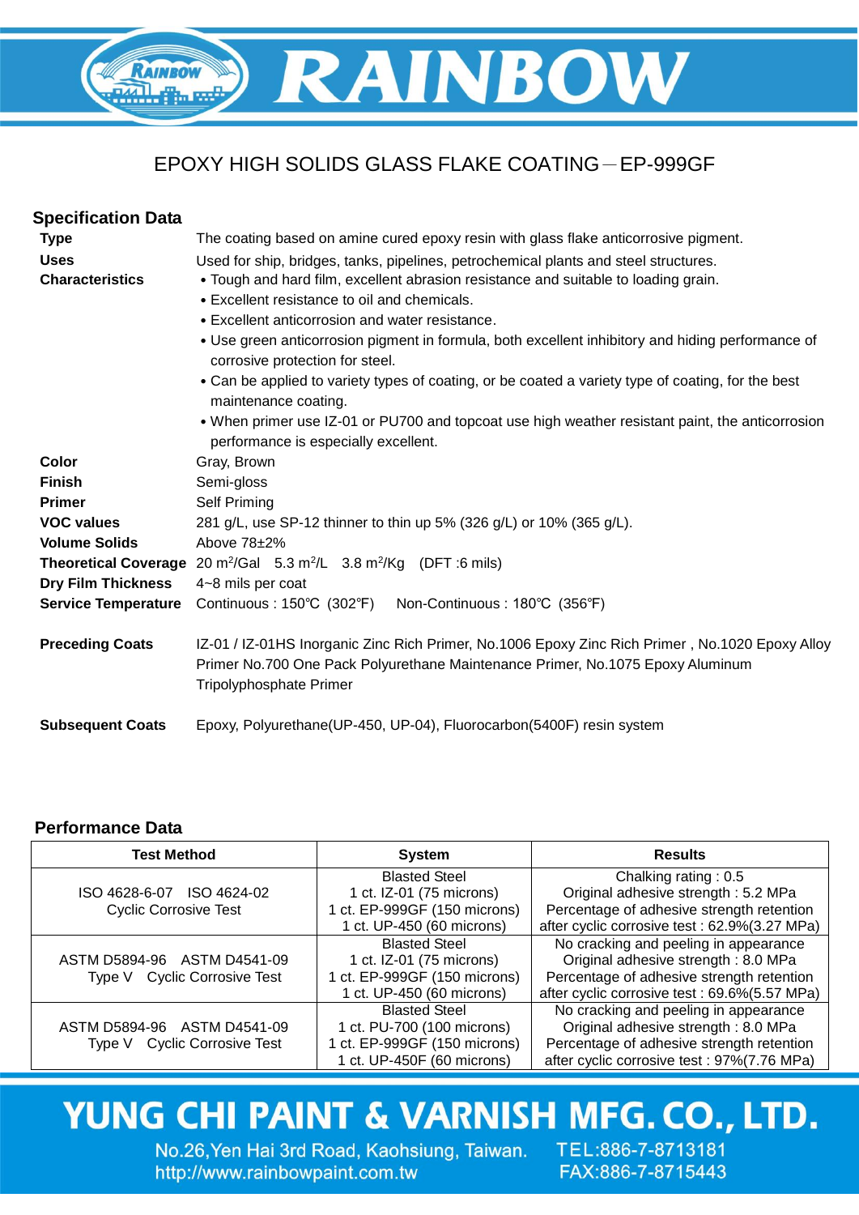# RAINBOW

## EPOXY HIGH SOLIDS GLASS FLAKE COATING－EP-999GF

### Specification Data

**Type** The coating based on amine cured epoxy resin with glass flake anticorrosive pigment.

**Uses** Used for ship, bridges, tanks, pipelines, petrochemical plants and steel structures.

**Characteristics**

- Tough and hard film, excellent abrasion resistance and suitable to loading grain.
- Excellent resistance to oil and chemicals.
- Excellent anticorrosion and water resistance.
- Use green anticorrosion pigment in formula, both excellent inhibitory and hiding performance of corrosive protection for steel.
- Can be applied to variety types of coating, or be coated a variety type of coating, for the best maintenance coating.
- When primer use IZ-01 or PU700 and topcoat use high weather resistant paint, the anticorrosion performance is especially excellent.

**Color** Gray, Brown

**Finish** Semi-gloss

**Primer** Self Priming

**VOC values** 281 g/L, use SP-12 thinner to thin up 5% (326 g/L) or 10% (365 g/L).

**Volume Solids** Above 78±2%

**Theoretical Coverage** 20 $m^2$/Gal 5.3 $m^2$/L 3.8 $m^2$/Kg (DFT :6 mils)

**Dry Film Thickness** 4~8 mils per coat

**Service Temperature** Continuous : 150℃ (302℉) Non-Continuous : 180℃ (356℉)

**Preceding Coats** IZ-01 / IZ-01HS Inorganic Zinc Rich Primer, No.1006 Epoxy Zinc Rich Primer , No.1020 Epoxy Alloy Primer No.700 One Pack Polyurethane Maintenance Primer, No.1075 Epoxy Aluminum Tripolyphosphate Primer

**Subsequent Coats** Epoxy, Polyurethane(UP-450, UP-04), Fluorocarbon(5400F) resin system

### Performance Data

| Test Method | System | Results |
|---|---|---|
| ISO 4628-6-07 ISO 4624-02<br>Cyclic Corrosive Test | Blasted Steel<br>1 ct. IZ-01 (75 microns)<br>1 ct. EP-999GF (150 microns)<br>1 ct. UP-450 (60 microns) | Chalking rating : 0.5<br>Original adhesive strength : 5.2 MPa<br>Percentage of adhesive strength retention after cyclic corrosive test : 62.9%(3.27 MPa) |
| ASTM D5894-96 ASTM D4541-09<br>Type V Cyclic Corrosive Test | Blasted Steel<br>1 ct. IZ-01 (75 microns)<br>1 ct. EP-999GF (150 microns)<br>1 ct. UP-450 (60 microns) | No cracking and peeling in appearance<br>Original adhesive strength : 8.0 MPa<br>Percentage of adhesive strength retention after cyclic corrosive test : 69.6%(5.57 MPa) |
| ASTM D5894-96 ASTM D4541-09<br>Type V Cyclic Corrosive Test | Blasted Steel<br>1 ct. PU-700 (100 microns)<br>1 ct. EP-999GF (150 microns)<br>1 ct. UP-450F (60 microns) | No cracking and peeling in appearance<br>Original adhesive strength : 8.0 MPa<br>Percentage of adhesive strength retention after cyclic corrosive test : 97%(7.76 MPa) |

**YUNG CHI PAINT & VARNISH MFG. CO., LTD.**

No.26,Yen Hai 3rd Road, Kaohsiung, Taiwan. TEL:886-7-8713181
http://www.rainbowpaint.com.tw FAX:886-7-8715443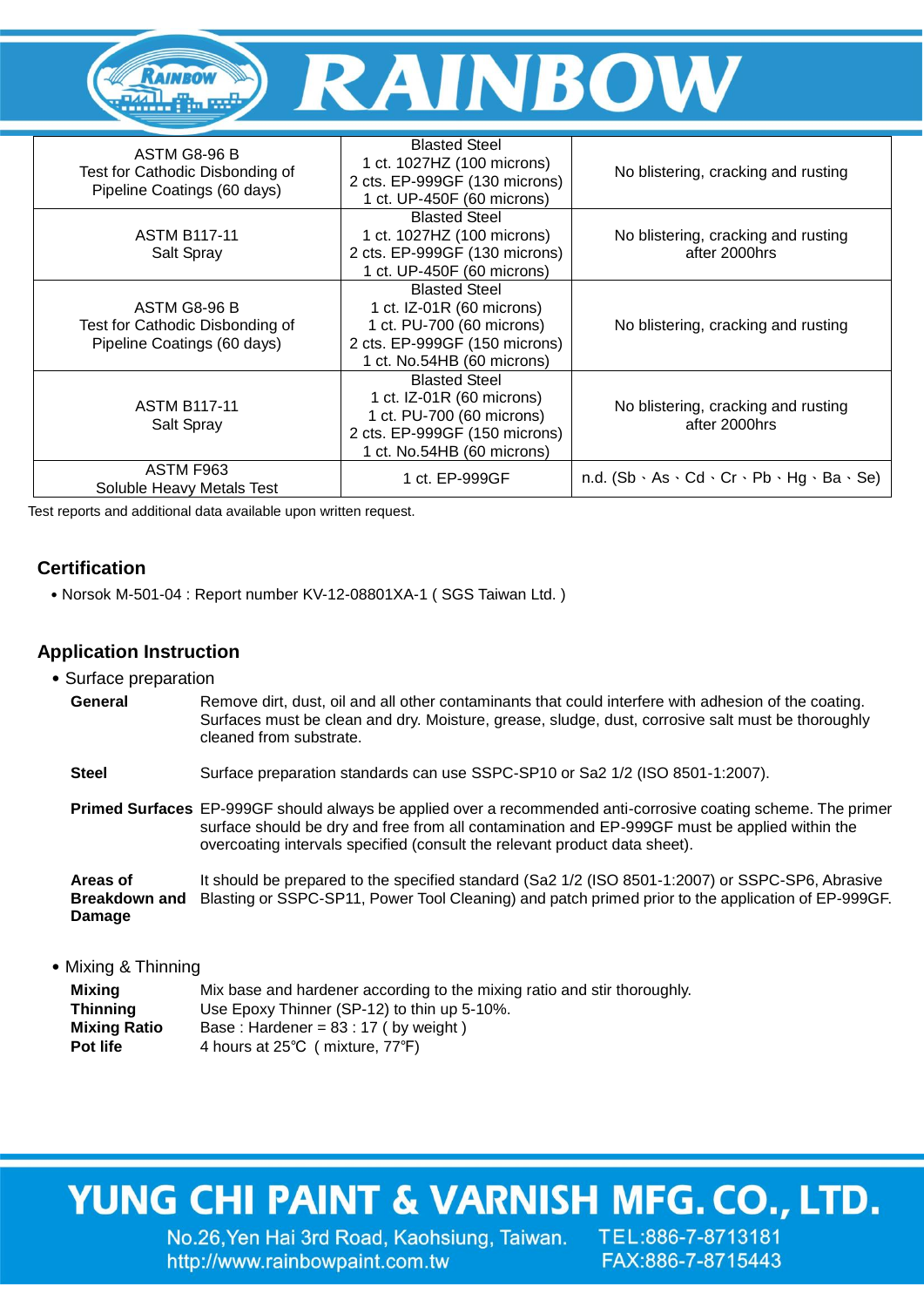| | | |
|---|---|---|
| ASTM G8-96 B<br>Test for Cathodic Disbonding of Pipeline Coatings (60 days) | Blasted Steel<br>1 ct. 1027HZ (100 microns)<br>2 cts. EP-999GF (130 microns)<br>1 ct. UP-450F (60 microns) | No blistering, cracking and rusting |
| ASTM B117-11<br>Salt Spray | Blasted Steel<br>1 ct. 1027HZ (100 microns)<br>2 cts. EP-999GF (130 microns)<br>1 ct. UP-450F (60 microns) | No blistering, cracking and rusting after 2000hrs |
| ASTM G8-96 B<br>Test for Cathodic Disbonding of Pipeline Coatings (60 days) | Blasted Steel<br>1 ct. IZ-01R (60 microns)<br>1 ct. PU-700 (60 microns)<br>2 cts. EP-999GF (150 microns)<br>1 ct. No.54HB (60 microns) | No blistering, cracking and rusting |
| ASTM B117-11<br>Salt Spray | Blasted Steel<br>1 ct. IZ-01R (60 microns)<br>1 ct. PU-700 (60 microns)<br>2 cts. EP-999GF (150 microns)<br>1 ct. No.54HB (60 microns) | No blistering, cracking and rusting after 2000hrs |
| ASTM F963<br>Soluble Heavy Metals Test | 1 ct. EP-999GF | n.d. (Sb、As、Cd、Cr、Pb、Hg、Ba、Se) |

Test reports and additional data available upon written request.

## Certification

- Norsok M-501-04 : Report number KV-12-08801XA-1 ( SGS Taiwan Ltd. )

## Application Instruction

- Surface preparation

**General** Remove dirt, dust, oil and all other contaminants that could interfere with adhesion of the coating. Surfaces must be clean and dry. Moisture, grease, sludge, dust, corrosive salt must be thoroughly cleaned from substrate.

**Steel** Surface preparation standards can use SSPC-SP10 or Sa2 1/2 (ISO 8501-1:2007).

**Primed Surfaces** EP-999GF should always be applied over a recommended anti-corrosive coating scheme. The primer surface should be dry and free from all contamination and EP-999GF must be applied within the overcoating intervals specified (consult the relevant product data sheet).

**Areas of Breakdown and Damage** It should be prepared to the specified standard (Sa2 1/2 (ISO 8501-1:2007) or SSPC-SP6, Abrasive Blasting or SSPC-SP11, Power Tool Cleaning) and patch primed prior to the application of EP-999GF.

- Mixing & Thinning

**Mixing** Mix base and hardener according to the mixing ratio and stir thoroughly.
**Thinning** Use Epoxy Thinner (SP-12) to thin up 5-10%.
**Mixing Ratio** Base : Hardener = 83 : 17 ( by weight )
**Pot life** 4 hours at 25℃ ( mixture, 77℉)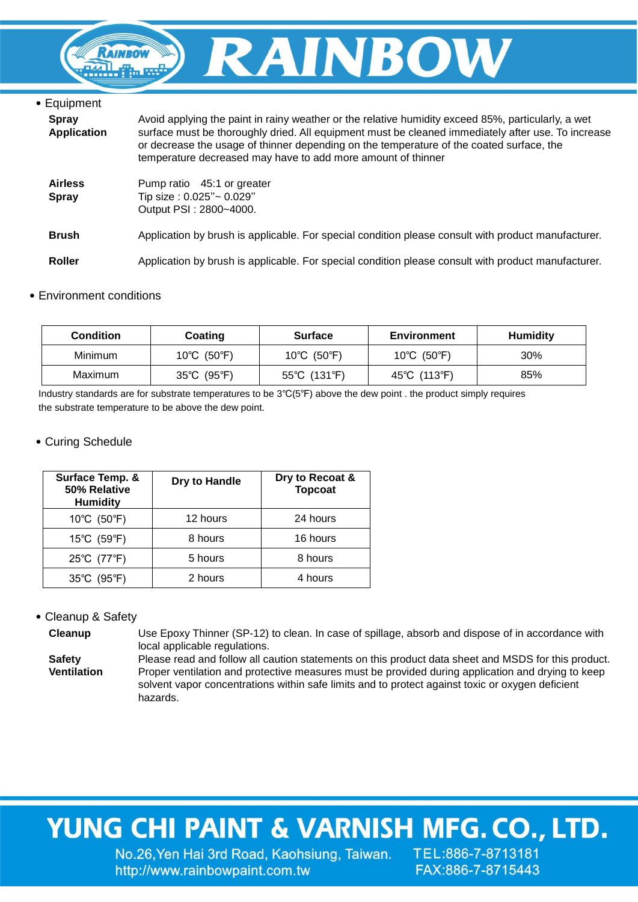- Equipment

**Spray Application** Avoid applying the paint in rainy weather or the relative humidity exceed 85%, particularly, a wet surface must be thoroughly dried. All equipment must be cleaned immediately after use. To increase or decrease the usage of thinner depending on the temperature of the coated surface, the temperature decreased may have to add more amount of thinner

**Airless Spray** Pump ratio 45:1 or greater
Tip size : 0.025"~ 0.029"
Output PSI : 2800~4000.

**Brush** Application by brush is applicable. For special condition please consult with product manufacturer.

**Roller** Application by brush is applicable. For special condition please consult with product manufacturer.

- Environment conditions

| Condition | Coating | Surface | Environment | Humidity |
|---|---|---|---|---|
| Minimum | 10℃ (50℉) | 10℃ (50℉) | 10℃ (50℉) | 30% |
| Maximum | 35℃ (95℉) | 55℃ (131℉) | 45℃ (113℉) | 85% |

Industry standards are for substrate temperatures to be 3℃(5℉) above the dew point . the product simply requires the substrate temperature to be above the dew point.

- Curing Schedule

| Surface Temp. & 50% Relative Humidity | Dry to Handle | Dry to Recoat & Topcoat |
|---|---|---|
| 10℃ (50℉) | 12 hours | 24 hours |
| 15℃ (59℉) | 8 hours | 16 hours |
| 25℃ (77℉) | 5 hours | 8 hours |
| 35℃ (95℉) | 2 hours | 4 hours |

- Cleanup & Safety

**Cleanup** Use Epoxy Thinner (SP-12) to clean. In case of spillage, absorb and dispose of in accordance with local applicable regulations.

**Safety Ventilation** Please read and follow all caution statements on this product data sheet and MSDS for this product. Proper ventilation and protective measures must be provided during application and drying to keep solvent vapor concentrations within safe limits and to protect against toxic or oxygen deficient hazards.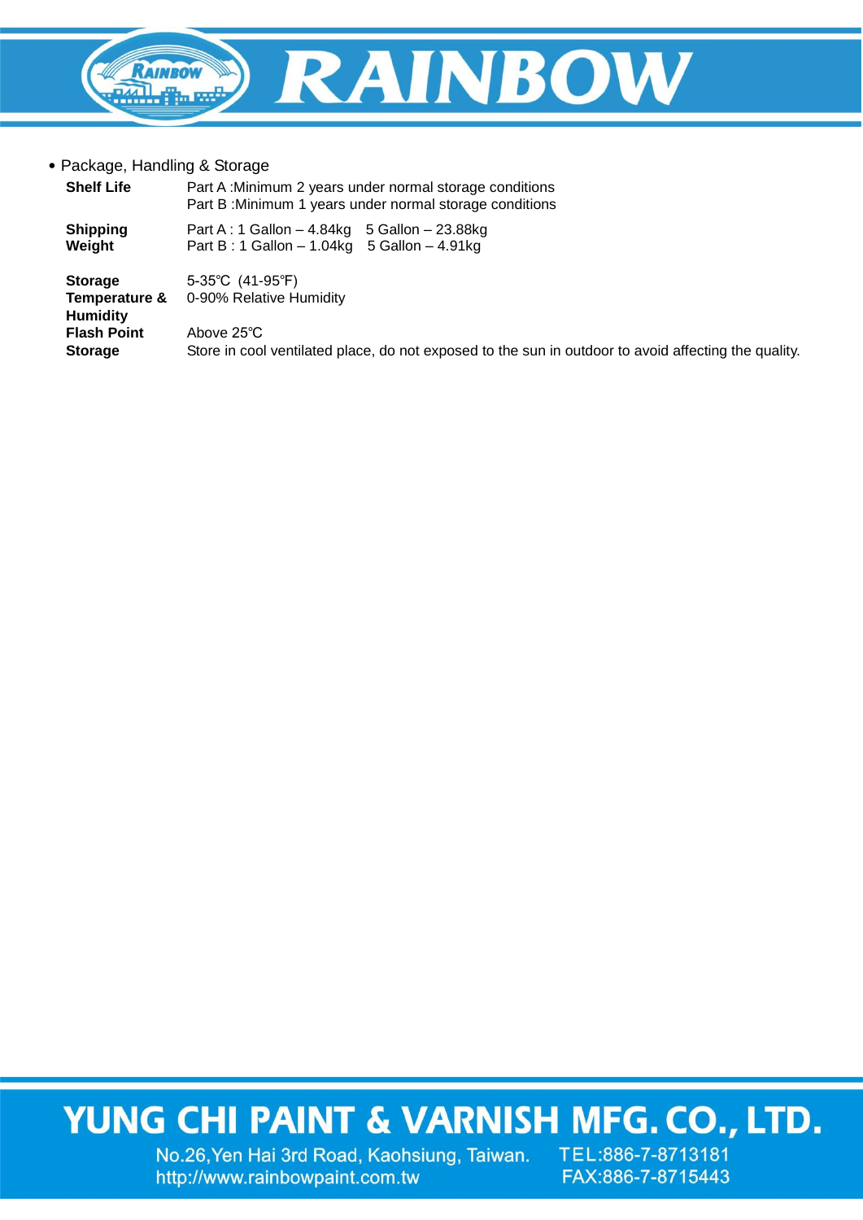- Package, Handling & Storage

| | |
|---|---|
| **Shelf Life** | Part A :Minimum 2 years under normal storage conditions<br>Part B :Minimum 1 years under normal storage conditions |
| **Shipping Weight** | Part A : 1 Gallon – 4.84kg   5 Gallon – 23.88kg<br>Part B : 1 Gallon – 1.04kg   5 Gallon – 4.91kg |
| **Storage Temperature & Humidity** | 5-35℃ (41-95℉)<br>0-90% Relative Humidity |
| **Flash Point** | Above 25℃ |
| **Storage** | Store in cool ventilated place, do not exposed to the sun in outdoor to avoid affecting the quality. |